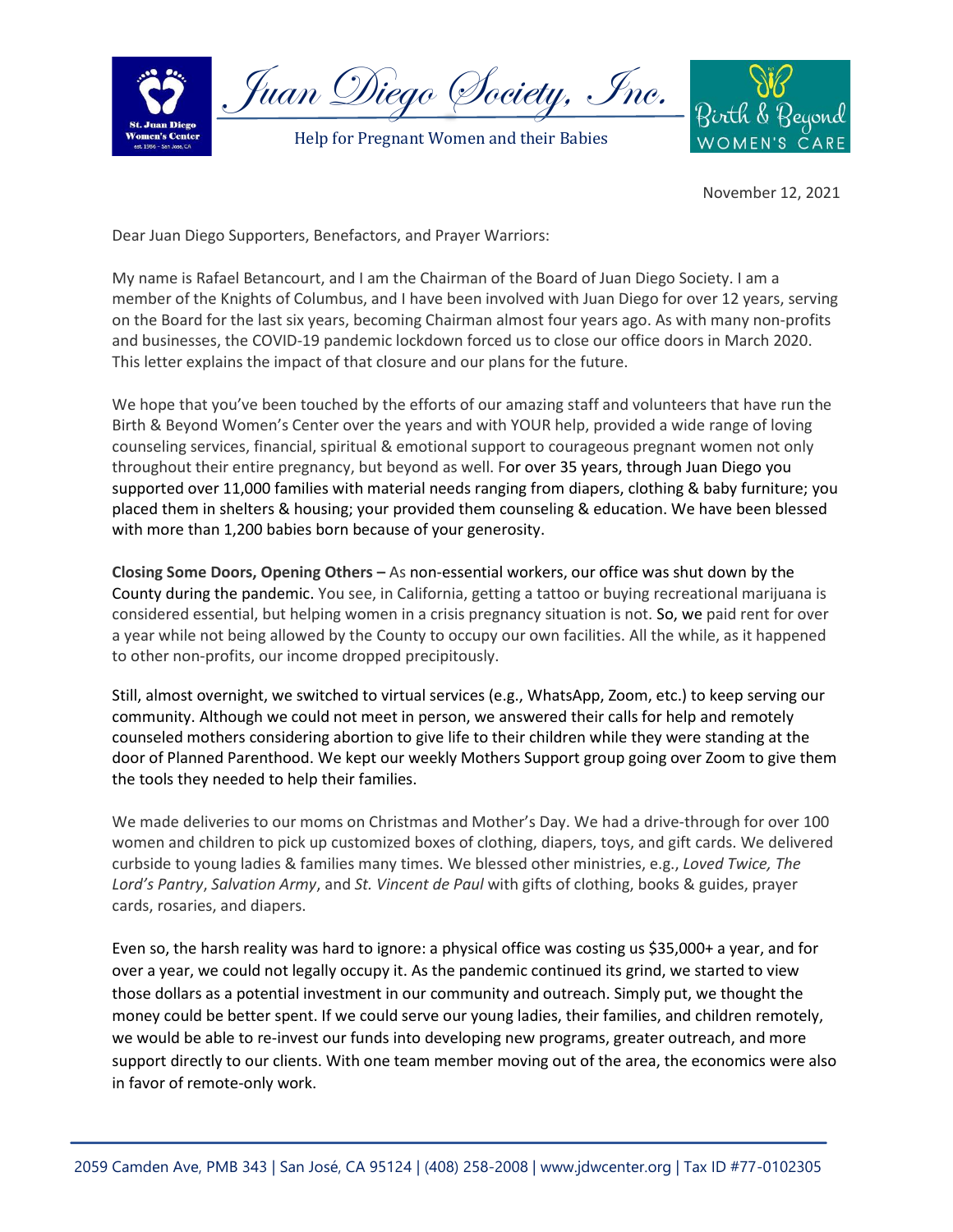# Juan Diego Society, Inc.

Help for Pregnant Women and their Babies

November 12, 2021

Dear Juan Diego Supporters, Benefactors, and Prayer Warriors:

My name is Rafael Betancourt, and I am the Chairman of the Board of Juan Diego Society. I am a member of the Knights of Columbus, and I have been involved with Juan Diego for over 12 years, serving on the Board for the last six years, becoming Chairman almost four years ago. As with many non-profits and businesses, the COVID-19 pandemic lockdown forced us to close our office doors in March 2020. This letter explains the impact of that closure and our plans for the future.

We hope that you've been touched by the efforts of our amazing staff and volunteers that have run the Birth & Beyond Women's Center over the years and with YOUR help, provided a wide range of loving counseling services, financial, spiritual & emotional support to courageous pregnant women not only throughout their entire pregnancy, but beyond as well. For over 35 years, through Juan Diego you supported over 11,000 families with material needs ranging from diapers, clothing & baby furniture; you placed them in shelters & housing; your provided them counseling & education. We have been blessed with more than 1,200 babies born because of your generosity.

**Closing Some Doors, Opening Others –** As non-essential workers, our office was shut down by the County during the pandemic. You see, in California, getting a tattoo or buying recreational marijuana is considered essential, but helping women in a crisis pregnancy situation is not. So, we paid rent for over a year while not being allowed by the County to occupy our own facilities. All the while, as it happened to other non-profits, our income dropped precipitously.

Still, almost overnight, we switched to virtual services (e.g., WhatsApp, Zoom, etc.) to keep serving our community. Although we could not meet in person, we answered their calls for help and remotely counseled mothers considering abortion to give life to their children while they were standing at the door of Planned Parenthood. We kept our weekly Mothers Support group going over Zoom to give them the tools they needed to help their families.

We made deliveries to our moms on Christmas and Mother's Day. We had a drive-through for over 100 women and children to pick up customized boxes of clothing, diapers, toys, and gift cards. We delivered curbside to young ladies & families many times. We blessed other ministries, e.g., *Loved Twice, The Lord's Pantry*, *Salvation Army*, and *St. Vincent de Paul* with gifts of clothing, books & guides, prayer cards, rosaries, and diapers.

Even so, the harsh reality was hard to ignore: a physical office was costing us $35,000+ a year, and for over a year, we could not legally occupy it. As the pandemic continued its grind, we started to view those dollars as a potential investment in our community and outreach. Simply put, we thought the money could be better spent. If we could serve our young ladies, their families, and children remotely, we would be able to re-invest our funds into developing new programs, greater outreach, and more support directly to our clients. With one team member moving out of the area, the economics were also in favor of remote-only work.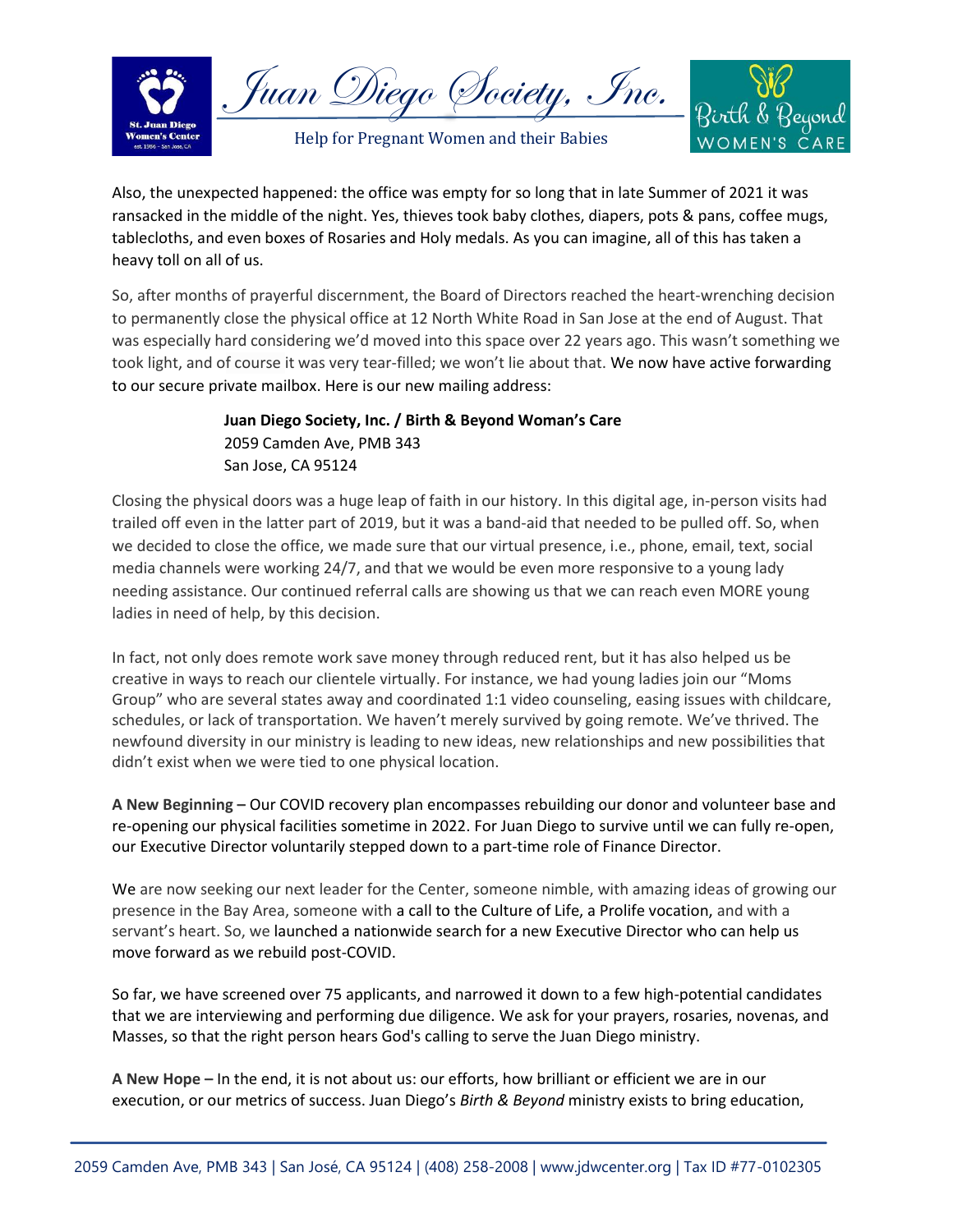Also, the unexpected happened: the office was empty for so long that in late Summer of 2021 it was ransacked in the middle of the night. Yes, thieves took baby clothes, diapers, pots & pans, coffee mugs, tablecloths, and even boxes of Rosaries and Holy medals. As you can imagine, all of this has taken a heavy toll on all of us.

So, after months of prayerful discernment, the Board of Directors reached the heart-wrenching decision to permanently close the physical office at 12 North White Road in San Jose at the end of August. That was especially hard considering we'd moved into this space over 22 years ago. This wasn't something we took light, and of course it was very tear-filled; we won't lie about that. We now have active forwarding to our secure private mailbox. Here is our new mailing address:

**Juan Diego Society, Inc. / Birth & Beyond Woman's Care**
2059 Camden Ave, PMB 343
San Jose, CA 95124

Closing the physical doors was a huge leap of faith in our history. In this digital age, in-person visits had trailed off even in the latter part of 2019, but it was a band-aid that needed to be pulled off. So, when we decided to close the office, we made sure that our virtual presence, i.e., phone, email, text, social media channels were working 24/7, and that we would be even more responsive to a young lady needing assistance. Our continued referral calls are showing us that we can reach even MORE young ladies in need of help, by this decision.

In fact, not only does remote work save money through reduced rent, but it has also helped us be creative in ways to reach our clientele virtually. For instance, we had young ladies join our "Moms Group" who are several states away and coordinated 1:1 video counseling, easing issues with childcare, schedules, or lack of transportation. We haven't merely survived by going remote. We've thrived. The newfound diversity in our ministry is leading to new ideas, new relationships and new possibilities that didn't exist when we were tied to one physical location.

**A New Beginning –** Our COVID recovery plan encompasses rebuilding our donor and volunteer base and re-opening our physical facilities sometime in 2022. For Juan Diego to survive until we can fully re-open, our Executive Director voluntarily stepped down to a part-time role of Finance Director.

We are now seeking our next leader for the Center, someone nimble, with amazing ideas of growing our presence in the Bay Area, someone with a call to the Culture of Life, a Prolife vocation, and with a servant's heart. So, we launched a nationwide search for a new Executive Director who can help us move forward as we rebuild post-COVID.

So far, we have screened over 75 applicants, and narrowed it down to a few high-potential candidates that we are interviewing and performing due diligence. We ask for your prayers, rosaries, novenas, and Masses, so that the right person hears God's calling to serve the Juan Diego ministry.

**A New Hope –** In the end, it is not about us: our efforts, how brilliant or efficient we are in our execution, or our metrics of success. Juan Diego's *Birth & Beyond* ministry exists to bring education,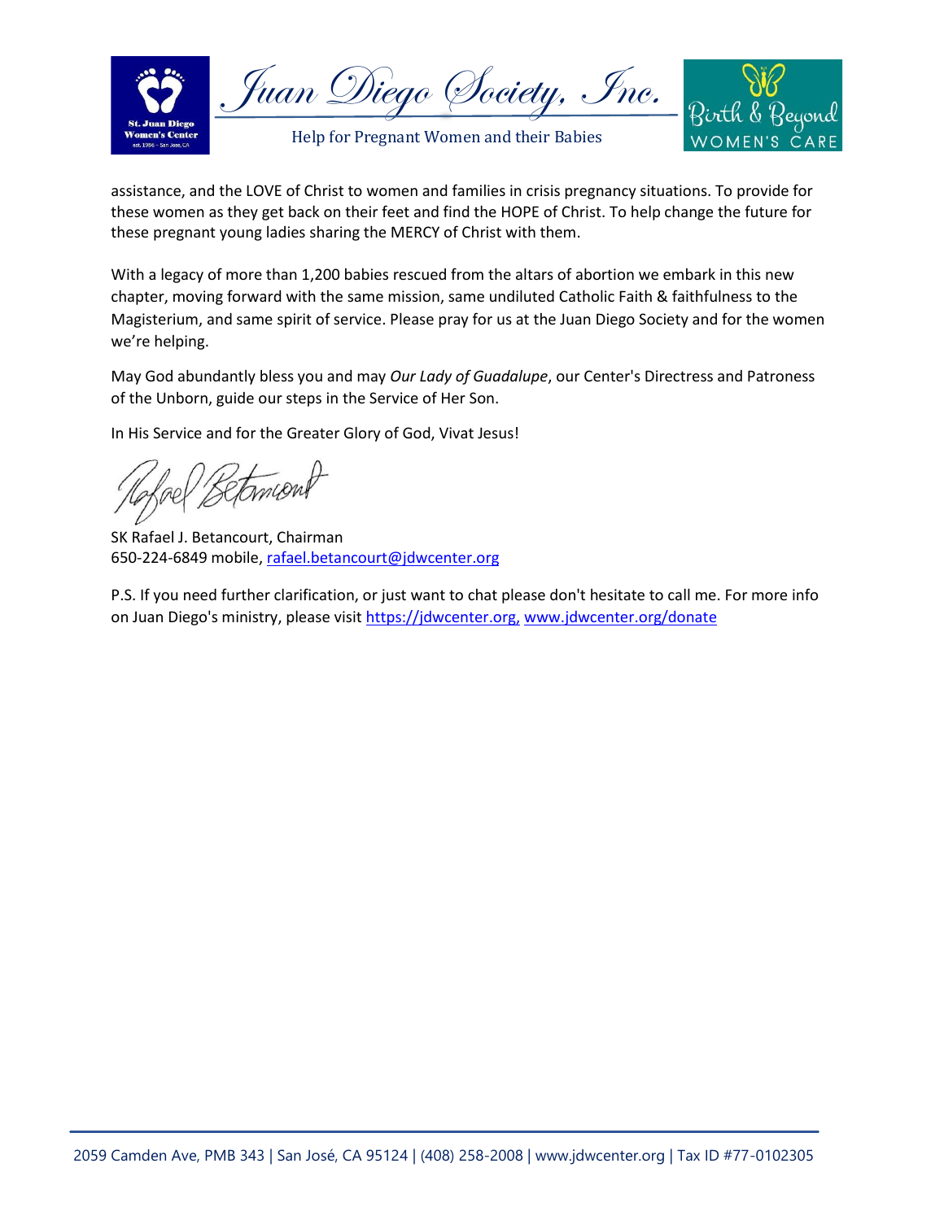assistance, and the LOVE of Christ to women and families in crisis pregnancy situations. To provide for these women as they get back on their feet and find the HOPE of Christ. To help change the future for these pregnant young ladies sharing the MERCY of Christ with them.

With a legacy of more than 1,200 babies rescued from the altars of abortion we embark in this new chapter, moving forward with the same mission, same undiluted Catholic Faith & faithfulness to the Magisterium, and same spirit of service. Please pray for us at the Juan Diego Society and for the women we're helping.

May God abundantly bless you and may *Our Lady of Guadalupe*, our Center's Directress and Patroness of the Unborn, guide our steps in the Service of Her Son.

In His Service and for the Greater Glory of God, Vivat Jesus!

SK Rafael J. Betancourt, Chairman
650-224-6849 mobile, rafael.betancourt@jdwcenter.org

P.S. If you need further clarification, or just want to chat please don't hesitate to call me. For more info on Juan Diego's ministry, please visit https://jdwcenter.org, www.jdwcenter.org/donate